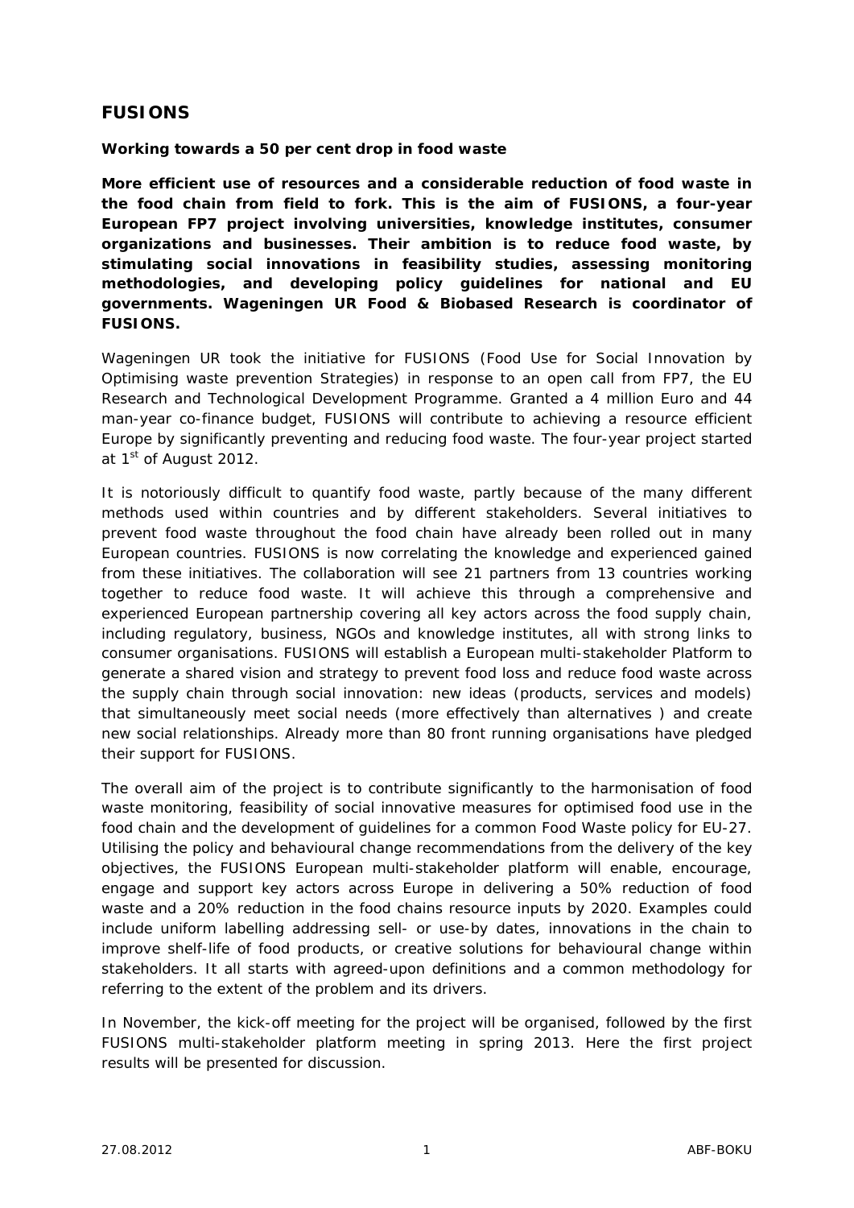# FUSIONS

**Working towards a 50 per cent drop in food waste**

**More efficient use of resources and a considerable reduction of food waste in the food chain from field to fork. This is the aim of FUSIONS, a four-year European FP7 project involving universities, knowledge institutes, consumer organizations and businesses. Their ambition is to reduce food waste, by stimulating social innovations in feasibility studies, assessing monitoring methodologies, and developing policy guidelines for national and EU governments. Wageningen UR Food & Biobased Research is coordinator of FUSIONS.**

Wageningen UR took the initiative for FUSIONS (Food Use for Social Innovation by Optimising waste prevention Strategies) in response to an open call from FP7, the EU Research and Technological Development Programme. Granted a 4 million Euro and 44 man-year co-finance budget, FUSIONS will contribute to achieving a resource efficient Europe by significantly preventing and reducing food waste. The four-year project started at 1st of August 2012.

It is notoriously difficult to quantify food waste, partly because of the many different methods used within countries and by different stakeholders. Several initiatives to prevent food waste throughout the food chain have already been rolled out in many European countries. FUSIONS is now correlating the knowledge and experienced gained from these initiatives. The collaboration will see 21 partners from 13 countries working together to reduce food waste. It will achieve this through a comprehensive and experienced European partnership covering all key actors across the food supply chain, including regulatory, business, NGOs and knowledge institutes, all with strong links to consumer organisations. FUSIONS will establish a European multi-stakeholder Platform to generate a shared vision and strategy to prevent food loss and reduce food waste across the supply chain through social innovation: new ideas (products, services and models) that simultaneously meet social needs (more effectively than alternatives ) and create new social relationships. Already more than 80 front running organisations have pledged their support for FUSIONS.

The overall aim of the project is to contribute significantly to the harmonisation of food waste monitoring, feasibility of social innovative measures for optimised food use in the food chain and the development of guidelines for a common Food Waste policy for EU-27. Utilising the policy and behavioural change recommendations from the delivery of the key objectives, the FUSIONS European multi-stakeholder platform will enable, encourage, engage and support key actors across Europe in delivering a 50% reduction of food waste and a 20% reduction in the food chains resource inputs by 2020. Examples could include uniform labelling addressing sell- or use-by dates, innovations in the chain to improve shelf-life of food products, or creative solutions for behavioural change within stakeholders. It all starts with agreed-upon definitions and a common methodology for referring to the extent of the problem and its drivers.

In November, the kick-off meeting for the project will be organised, followed by the first FUSIONS multi-stakeholder platform meeting in spring 2013. Here the first project results will be presented for discussion.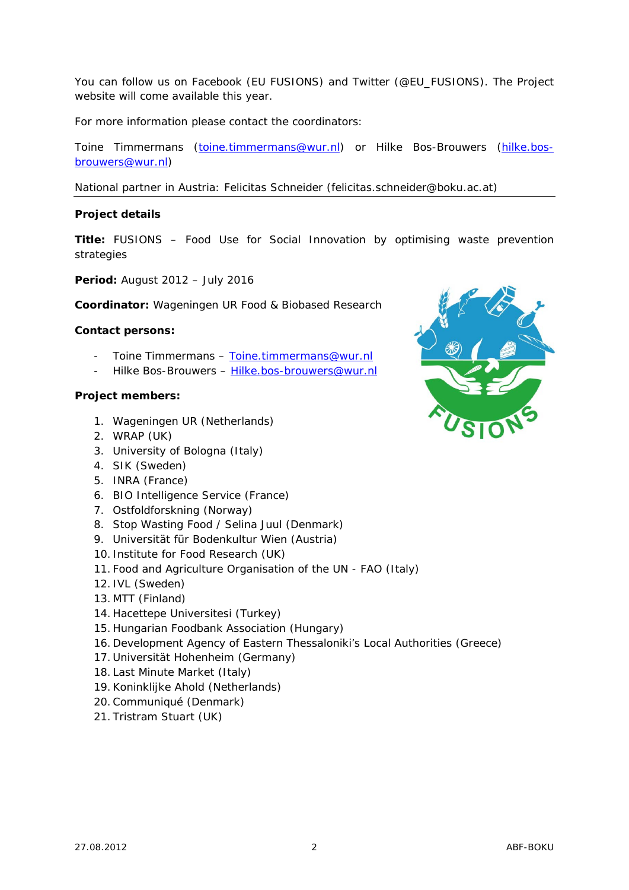You can follow us on Facebook (EU FUSIONS) and Twitter (@EU_FUSIONS). The Project website will come available this year.

For more information please contact the coordinators:

Toine Timmermans (toine.timmermans@wur.nl) or Hilke Bos-Brouwers (hilke.bos-brouwers@wur.nl)

National partner in Austria: Felicitas Schneider (felicitas.schneider@boku.ac.at)

---

**Project details**

**Title:** FUSIONS – Food Use for Social Innovation by optimising waste prevention strategies

**Period:** August 2012 – July 2016

**Coordinator:** Wageningen UR Food & Biobased Research

**Contact persons:**

- Toine Timmermans – Toine.timmermans@wur.nl
- Hilke Bos-Brouwers – Hilke.bos-brouwers@wur.nl

**Project members:**

1. Wageningen UR (Netherlands)
2. WRAP (UK)
3. University of Bologna (Italy)
4. SIK (Sweden)
5. INRA (France)
6. BIO Intelligence Service (France)
7. Ostfoldforskning (Norway)
8. Stop Wasting Food / Selina Juul (Denmark)
9. Universität für Bodenkultur Wien (Austria)
10. Institute for Food Research (UK)
11. Food and Agriculture Organisation of the UN - FAO (Italy)
12. IVL (Sweden)
13. MTT (Finland)
14. Hacettepe Universitesi (Turkey)
15. Hungarian Foodbank Association (Hungary)
16. Development Agency of Eastern Thessaloniki's Local Authorities (Greece)
17. Universität Hohenheim (Germany)
18. Last Minute Market (Italy)
19. Koninklijke Ahold (Netherlands)
20. Communiqué (Denmark)
21. Tristram Stuart (UK)